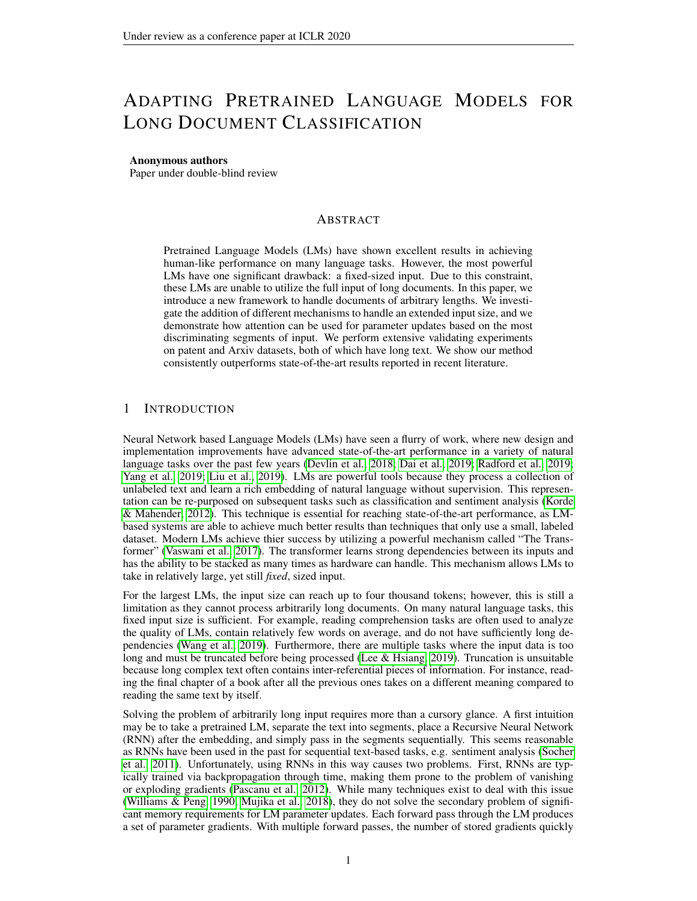# Adapting Pretrained Language Models for Long Document Classification

**Anonymous authors**
Paper under double-blind review

## Abstract

Pretrained Language Models (LMs) have shown excellent results in achieving human-like performance on many language tasks. However, the most powerful LMs have one significant drawback: a fixed-sized input. Due to this constraint, these LMs are unable to utilize the full input of long documents. In this paper, we introduce a new framework to handle documents of arbitrary lengths. We investigate the addition of different mechanisms to handle an extended input size, and we demonstrate how attention can be used for parameter updates based on the most discriminating segments of input. We perform extensive validating experiments on patent and Arxiv datasets, both of which have long text. We show our method consistently outperforms state-of-the-art results reported in recent literature.

## 1 Introduction

Neural Network based Language Models (LMs) have seen a flurry of work, where new design and implementation improvements have advanced state-of-the-art performance in a variety of natural language tasks over the past few years (Devlin et al., 2018; Dai et al., 2019; Radford et al., 2019; Yang et al., 2019; Liu et al., 2019). LMs are powerful tools because they process a collection of unlabeled text and learn a rich embedding of natural language without supervision. This representation can be re-purposed on subsequent tasks such as classification and sentiment analysis (Korde & Mahender, 2012). This technique is essential for reaching state-of-the-art performance, as LM-based systems are able to achieve much better results than techniques that only use a small, labeled dataset. Modern LMs achieve thier success by utilizing a powerful mechanism called "The Transformer" (Vaswani et al., 2017). The transformer learns strong dependencies between its inputs and has the ability to be stacked as many times as hardware can handle. This mechanism allows LMs to take in relatively large, yet still *fixed*, sized input.

For the largest LMs, the input size can reach up to four thousand tokens; however, this is still a limitation as they cannot process arbitrarily long documents. On many natural language tasks, this fixed input size is sufficient. For example, reading comprehension tasks are often used to analyze the quality of LMs, contain relatively few words on average, and do not have sufficiently long dependencies (Wang et al., 2019). Furthermore, there are multiple tasks where the input data is too long and must be truncated before being processed (Lee & Hsiang, 2019). Truncation is unsuitable because long complex text often contains inter-referential pieces of information. For instance, reading the final chapter of a book after all the previous ones takes on a different meaning compared to reading the same text by itself.

Solving the problem of arbitrarily long input requires more than a cursory glance. A first intuition may be to take a pretrained LM, separate the text into segments, place a Recursive Neural Network (RNN) after the embedding, and simply pass in the segments sequentially. This seems reasonable as RNNs have been used in the past for sequential text-based tasks, e.g. sentiment analysis (Socher et al., 2011). Unfortunately, using RNNs in this way causes two problems. First, RNNs are typically trained via backpropagation through time, making them prone to the problem of vanishing or exploding gradients (Pascanu et al., 2012). While many techniques exist to deal with this issue (Williams & Peng, 1990; Mujika et al., 2018), they do not solve the secondary problem of significant memory requirements for LM parameter updates. Each forward pass through the LM produces a set of parameter gradients. With multiple forward passes, the number of stored gradients quickly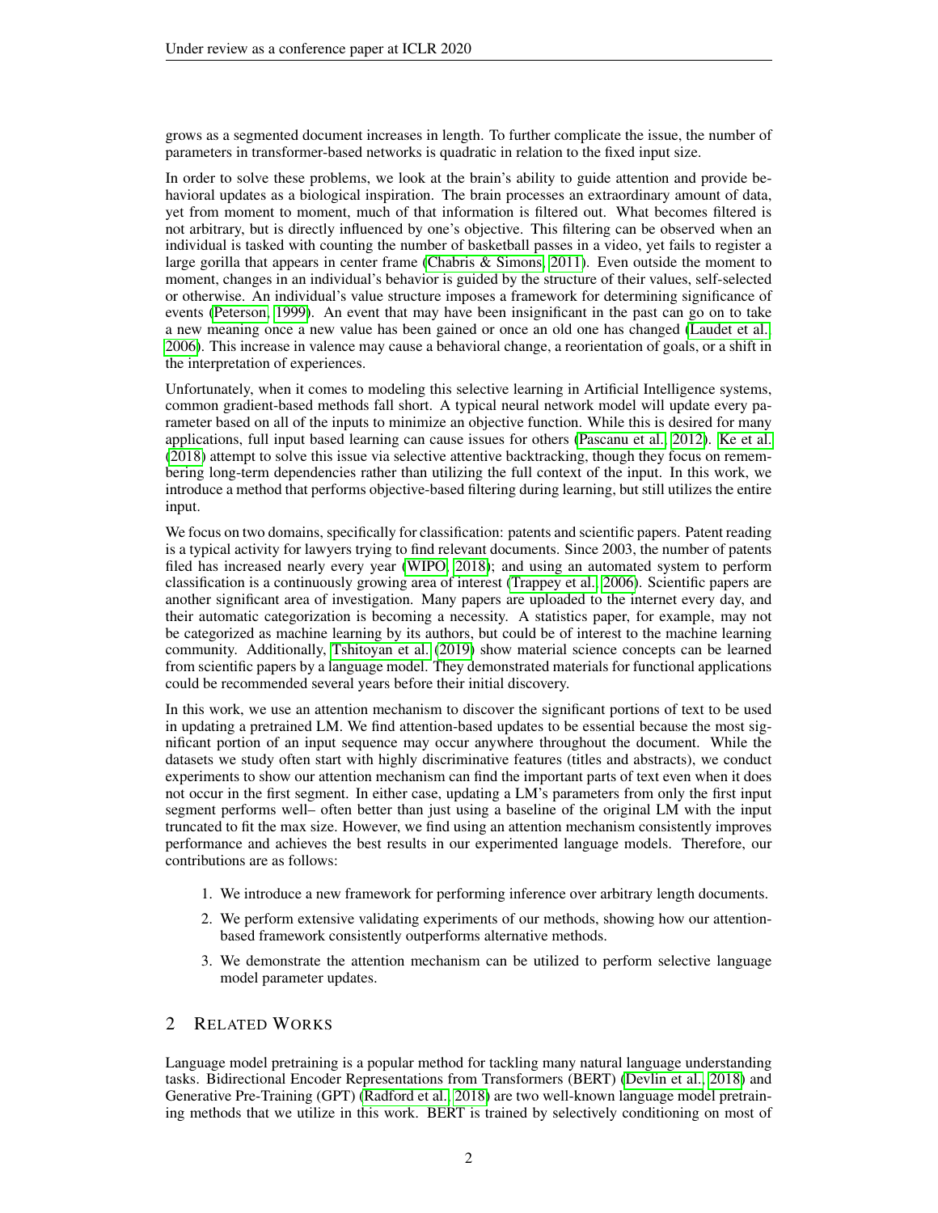grows as a segmented document increases in length. To further complicate the issue, the number of parameters in transformer-based networks is quadratic in relation to the fixed input size.

In order to solve these problems, we look at the brain's ability to guide attention and provide behavioral updates as a biological inspiration. The brain processes an extraordinary amount of data, yet from moment to moment, much of that information is filtered out. What becomes filtered is not arbitrary, but is directly influenced by one's objective. This filtering can be observed when an individual is tasked with counting the number of basketball passes in a video, yet fails to register a large gorilla that appears in center frame (Chabris & Simons, 2011). Even outside the moment to moment, changes in an individual's behavior is guided by the structure of their values, self-selected or otherwise. An individual's value structure imposes a framework for determining significance of events (Peterson, 1999). An event that may have been insignificant in the past can go on to take a new meaning once a new value has been gained or once an old one has changed (Laudet et al., 2006). This increase in valence may cause a behavioral change, a reorientation of goals, or a shift in the interpretation of experiences.

Unfortunately, when it comes to modeling this selective learning in Artificial Intelligence systems, common gradient-based methods fall short. A typical neural network model will update every parameter based on all of the inputs to minimize an objective function. While this is desired for many applications, full input based learning can cause issues for others (Pascanu et al., 2012). Ke et al. (2018) attempt to solve this issue via selective attentive backtracking, though they focus on remembering long-term dependencies rather than utilizing the full context of the input. In this work, we introduce a method that performs objective-based filtering during learning, but still utilizes the entire input.

We focus on two domains, specifically for classification: patents and scientific papers. Patent reading is a typical activity for lawyers trying to find relevant documents. Since 2003, the number of patents filed has increased nearly every year (WIPO, 2018); and using an automated system to perform classification is a continuously growing area of interest (Trappey et al., 2006). Scientific papers are another significant area of investigation. Many papers are uploaded to the internet every day, and their automatic categorization is becoming a necessity. A statistics paper, for example, may not be categorized as machine learning by its authors, but could be of interest to the machine learning community. Additionally, Tshitoyan et al. (2019) show material science concepts can be learned from scientific papers by a language model. They demonstrated materials for functional applications could be recommended several years before their initial discovery.

In this work, we use an attention mechanism to discover the significant portions of text to be used in updating a pretrained LM. We find attention-based updates to be essential because the most significant portion of an input sequence may occur anywhere throughout the document. While the datasets we study often start with highly discriminative features (titles and abstracts), we conduct experiments to show our attention mechanism can find the important parts of text even when it does not occur in the first segment. In either case, updating a LM's parameters from only the first input segment performs well– often better than just using a baseline of the original LM with the input truncated to fit the max size. However, we find using an attention mechanism consistently improves performance and achieves the best results in our experimented language models. Therefore, our contributions are as follows:

1. We introduce a new framework for performing inference over arbitrary length documents.
2. We perform extensive validating experiments of our methods, showing how our attention-based framework consistently outperforms alternative methods.
3. We demonstrate the attention mechanism can be utilized to perform selective language model parameter updates.

## 2 Related Works

Language model pretraining is a popular method for tackling many natural language understanding tasks. Bidirectional Encoder Representations from Transformers (BERT) (Devlin et al., 2018) and Generative Pre-Training (GPT) (Radford et al., 2018) are two well-known language model pretraining methods that we utilize in this work. BERT is trained by selectively conditioning on most of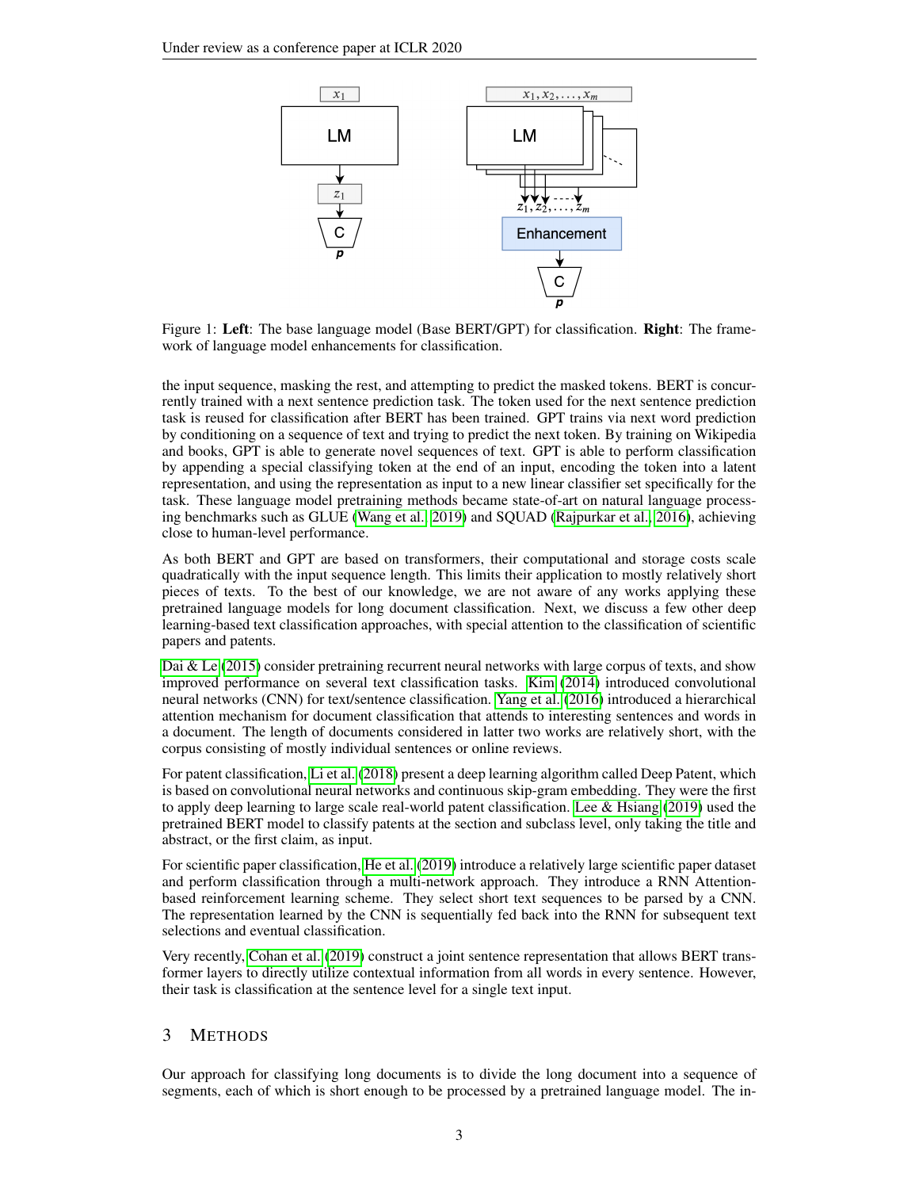Figure 1: **Left**: The base language model (Base BERT/GPT) for classification. **Right**: The framework of language model enhancements for classification.

the input sequence, masking the rest, and attempting to predict the masked tokens. BERT is concurrently trained with a next sentence prediction task. The token used for the next sentence prediction task is reused for classification after BERT has been trained. GPT trains via next word prediction by conditioning on a sequence of text and trying to predict the next token. By training on Wikipedia and books, GPT is able to generate novel sequences of text. GPT is able to perform classification by appending a special classifying token at the end of an input, encoding the token into a latent representation, and using the representation as input to a new linear classifier set specifically for the task. These language model pretraining methods became state-of-art on natural language processing benchmarks such as GLUE (Wang et al., 2019) and SQUAD (Rajpurkar et al., 2016), achieving close to human-level performance.

As both BERT and GPT are based on transformers, their computational and storage costs scale quadratically with the input sequence length. This limits their application to mostly relatively short pieces of texts. To the best of our knowledge, we are not aware of any works applying these pretrained language models for long document classification. Next, we discuss a few other deep learning-based text classification approaches, with special attention to the classification of scientific papers and patents.

Dai & Le (2015) consider pretraining recurrent neural networks with large corpus of texts, and show improved performance on several text classification tasks. Kim (2014) introduced convolutional neural networks (CNN) for text/sentence classification. Yang et al. (2016) introduced a hierarchical attention mechanism for document classification that attends to interesting sentences and words in a document. The length of documents considered in latter two works are relatively short, with the corpus consisting of mostly individual sentences or online reviews.

For patent classification, Li et al. (2018) present a deep learning algorithm called Deep Patent, which is based on convolutional neural networks and continuous skip-gram embedding. They were the first to apply deep learning to large scale real-world patent classification. Lee & Hsiang (2019) used the pretrained BERT model to classify patents at the section and subclass level, only taking the title and abstract, or the first claim, as input.

For scientific paper classification, He et al. (2019) introduce a relatively large scientific paper dataset and perform classification through a multi-network approach. They introduce a RNN Attention-based reinforcement learning scheme. They select short text sequences to be parsed by a CNN. The representation learned by the CNN is sequentially fed back into the RNN for subsequent text selections and eventual classification.

Very recently, Cohan et al. (2019) construct a joint sentence representation that allows BERT transformer layers to directly utilize contextual information from all words in every sentence. However, their task is classification at the sentence level for a single text input.

## 3 Methods

Our approach for classifying long documents is to divide the long document into a sequence of segments, each of which is short enough to be processed by a pretrained language model. The in-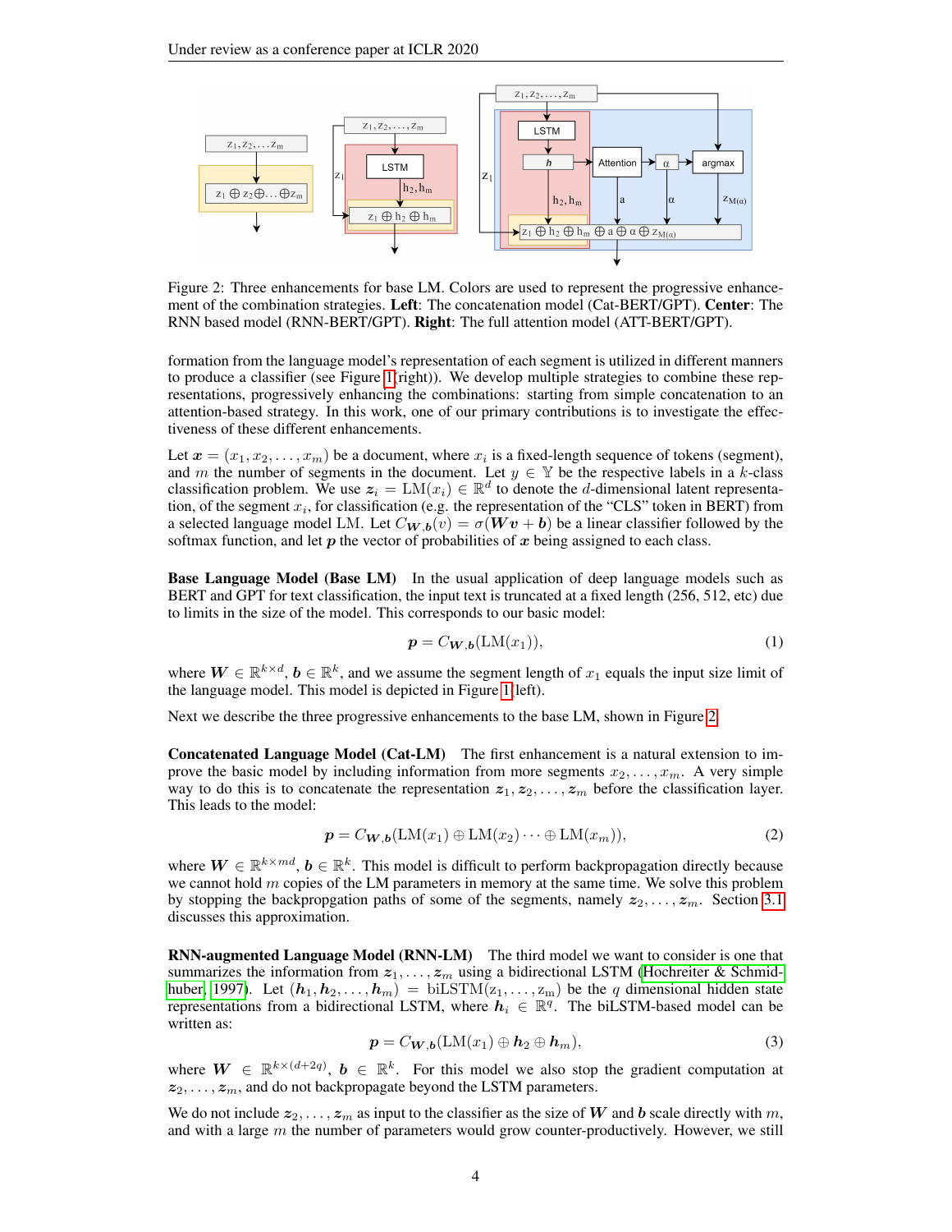Figure 2: Three enhancements for base LM. Colors are used to represent the progressive enhancement of the combination strategies. **Left**: The concatenation model (Cat-BERT/GPT). **Center**: The RNN based model (RNN-BERT/GPT). **Right**: The full attention model (ATT-BERT/GPT).

formation from the language model's representation of each segment is utilized in different manners to produce a classifier (see Figure 1(right)). We develop multiple strategies to combine these representations, progressively enhancing the combinations: starting from simple concatenation to an attention-based strategy. In this work, one of our primary contributions is to investigate the effectiveness of these different enhancements.

Let $\boldsymbol{x} = (x_1, x_2, \dots, x_m)$ be a document, where $x_i$ is a fixed-length sequence of tokens (segment), and $m$ the number of segments in the document. Let $y \in \mathbb{Y}$ be the respective labels in a $k$-class classification problem. We use $\boldsymbol{z}_i = \mathrm{LM}(x_i) \in \mathbb{R}^d$ to denote the $d$-dimensional latent representation, of the segment $x_i$, for classification (e.g. the representation of the "CLS" token in BERT) from a selected language model LM. Let $C_{\boldsymbol{W},\boldsymbol{b}}(v) = \sigma(\boldsymbol{W}\boldsymbol{v} + \boldsymbol{b})$ be a linear classifier followed by the softmax function, and let $\boldsymbol{p}$ the vector of probabilities of $\boldsymbol{x}$ being assigned to each class.

**Base Language Model (Base LM)** In the usual application of deep language models such as BERT and GPT for text classification, the input text is truncated at a fixed length (256, 512, etc) due to limits in the size of the model. This corresponds to our basic model:

$$\boldsymbol{p} = C_{\boldsymbol{W},\boldsymbol{b}}(\mathrm{LM}(x_1)), \tag{1}$$

where $\boldsymbol{W} \in \mathbb{R}^{k \times d}$, $\boldsymbol{b} \in \mathbb{R}^k$, and we assume the segment length of $x_1$ equals the input size limit of the language model. This model is depicted in Figure 1(left).

Next we describe the three progressive enhancements to the base LM, shown in Figure 2.

**Concatenated Language Model (Cat-LM)** The first enhancement is a natural extension to improve the basic model by including information from more segments $x_2, \dots, x_m$. A very simple way to do this is to concatenate the representation $\boldsymbol{z}_1, \boldsymbol{z}_2, \dots, \boldsymbol{z}_m$ before the classification layer. This leads to the model:

$$\boldsymbol{p} = C_{\boldsymbol{W},\boldsymbol{b}}(\mathrm{LM}(x_1) \oplus \mathrm{LM}(x_2) \cdots \oplus \mathrm{LM}(x_m)), \tag{2}$$

where $\boldsymbol{W} \in \mathbb{R}^{k \times md}$, $\boldsymbol{b} \in \mathbb{R}^k$. This model is difficult to perform backpropagation directly because we cannot hold $m$ copies of the LM parameters in memory at the same time. We solve this problem by stopping the backpropgation paths of some of the segments, namely $\boldsymbol{z}_2, \dots, \boldsymbol{z}_m$. Section 3.1 discusses this approximation.

**RNN-augmented Language Model (RNN-LM)** The third model we want to consider is one that summarizes the information from $\boldsymbol{z}_1, \dots, \boldsymbol{z}_m$ using a bidirectional LSTM (Hochreiter & Schmidhuber, 1997). Let $(\boldsymbol{h}_1, \boldsymbol{h}_2, \dots, \boldsymbol{h}_m) = \mathrm{biLSTM}(z_1, \dots, z_m)$ be the $q$ dimensional hidden state representations from a bidirectional LSTM, where $\boldsymbol{h}_i \in \mathbb{R}^q$. The biLSTM-based model can be written as:

$$\boldsymbol{p} = C_{\boldsymbol{W},\boldsymbol{b}}(\mathrm{LM}(x_1) \oplus \boldsymbol{h}_2 \oplus \boldsymbol{h}_m), \tag{3}$$

where $\boldsymbol{W} \in \mathbb{R}^{k \times (d+2q)}$, $\boldsymbol{b} \in \mathbb{R}^k$. For this model we also stop the gradient computation at $\boldsymbol{z}_2, \dots, \boldsymbol{z}_m$, and do not backpropagate beyond the LSTM parameters.

We do not include $\boldsymbol{z}_2, \dots, \boldsymbol{z}_m$ as input to the classifier as the size of $\boldsymbol{W}$ and $\boldsymbol{b}$ scale directly with $m$, and with a large $m$ the number of parameters would grow counter-productively. However, we still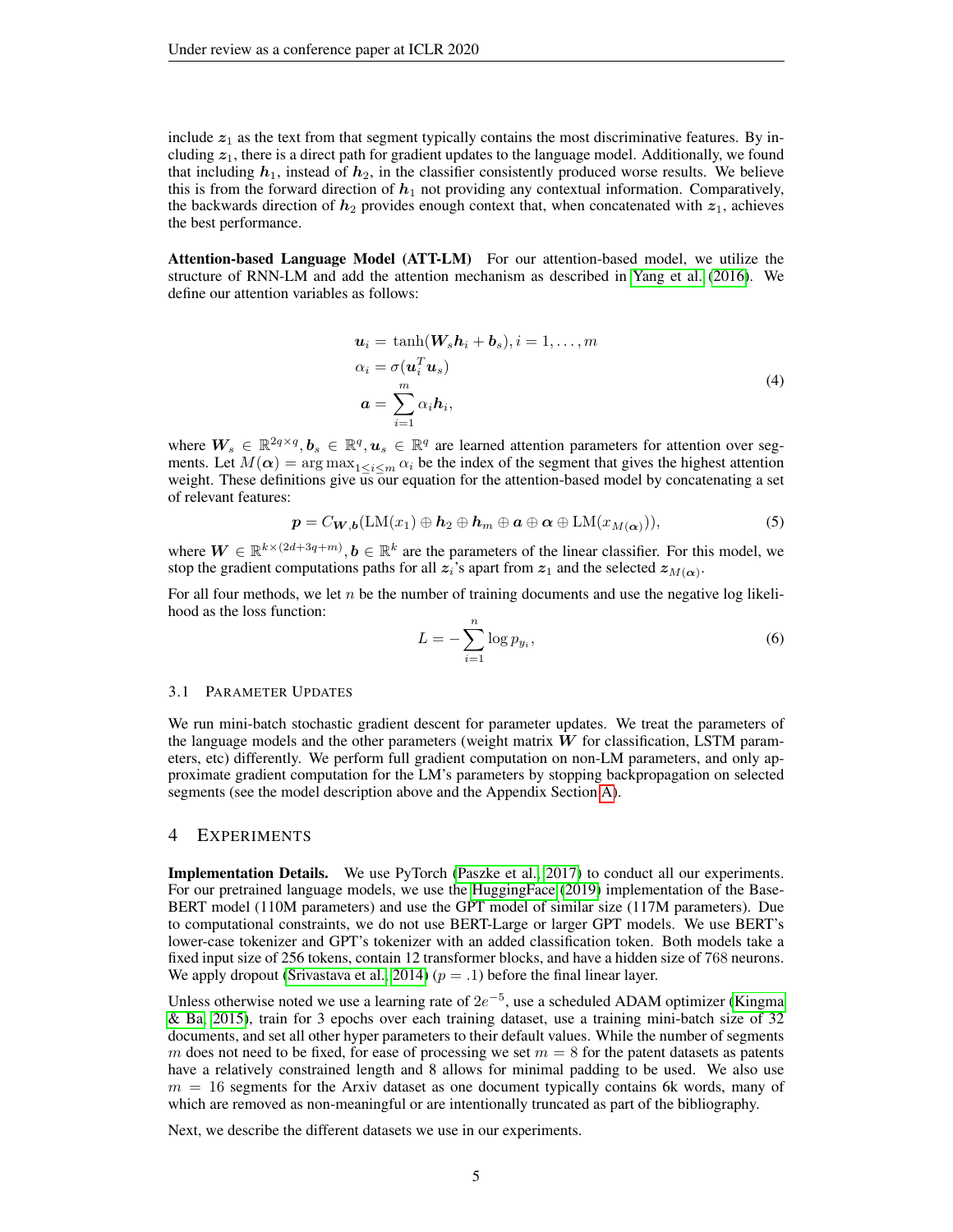include $\boldsymbol{z}_1$ as the text from that segment typically contains the most discriminative features. By including $\boldsymbol{z}_1$, there is a direct path for gradient updates to the language model. Additionally, we found that including $\boldsymbol{h}_1$, instead of $\boldsymbol{h}_2$, in the classifier consistently produced worse results. We believe this is from the forward direction of $\boldsymbol{h}_1$ not providing any contextual information. Comparatively, the backwards direction of $\boldsymbol{h}_2$ provides enough context that, when concatenated with $\boldsymbol{z}_1$, achieves the best performance.

**Attention-based Language Model (ATT-LM)** For our attention-based model, we utilize the structure of RNN-LM and add the attention mechanism as described in Yang et al. (2016). We define our attention variables as follows:

$$
\begin{aligned}
\boldsymbol{u}_i &= \tanh(\boldsymbol{W}_s \boldsymbol{h}_i + \boldsymbol{b}_s), i = 1, \ldots, m \\
\alpha_i &= \sigma(\boldsymbol{u}_i^T \boldsymbol{u}_s) \\
\boldsymbol{a} &= \sum_{i=1}^{m} \alpha_i \boldsymbol{h}_i,
\end{aligned}
\tag{4}
$$

where $\boldsymbol{W}_s \in \mathbb{R}^{2q \times q}, \boldsymbol{b}_s \in \mathbb{R}^q, \boldsymbol{u}_s \in \mathbb{R}^q$ are learned attention parameters for attention over segments. Let $M(\boldsymbol{\alpha}) = \arg\max_{1 \le i \le m} \alpha_i$ be the index of the segment that gives the highest attention weight. These definitions give us our equation for the attention-based model by concatenating a set of relevant features:

$$
\boldsymbol{p} = C_{\boldsymbol{W},\boldsymbol{b}}(\text{LM}(x_1) \oplus \boldsymbol{h}_2 \oplus \boldsymbol{h}_m \oplus \boldsymbol{a} \oplus \boldsymbol{\alpha} \oplus \text{LM}(x_{M(\boldsymbol{\alpha})})),
\tag{5}
$$

where $\boldsymbol{W} \in \mathbb{R}^{k \times (2d+3q+m)}, \boldsymbol{b} \in \mathbb{R}^k$ are the parameters of the linear classifier. For this model, we stop the gradient computations paths for all $\boldsymbol{z}_i$'s apart from $\boldsymbol{z}_1$ and the selected $\boldsymbol{z}_{M(\boldsymbol{\alpha})}$.

For all four methods, we let $n$ be the number of training documents and use the negative log likelihood as the loss function:

$$
L = -\sum_{i=1}^{n} \log p_{y_i},
\tag{6}
$$

### 3.1 Parameter Updates

We run mini-batch stochastic gradient descent for parameter updates. We treat the parameters of the language models and the other parameters (weight matrix $\boldsymbol{W}$ for classification, LSTM parameters, etc) differently. We perform full gradient computation on non-LM parameters, and only approximate gradient computation for the LM's parameters by stopping backpropagation on selected segments (see the model description above and the Appendix Section A).

## 4 Experiments

**Implementation Details.** We use PyTorch (Paszke et al., 2017) to conduct all our experiments. For our pretrained language models, we use the HuggingFace (2019) implementation of the Base-BERT model (110M parameters) and use the GPT model of similar size (117M parameters). Due to computational constraints, we do not use BERT-Large or larger GPT models. We use BERT's lower-case tokenizer and GPT's tokenizer with an added classification token. Both models take a fixed input size of 256 tokens, contain 12 transformer blocks, and have a hidden size of 768 neurons. We apply dropout (Srivastava et al., 2014) ($p = .1$) before the final linear layer.

Unless otherwise noted we use a learning rate of $2e^{-5}$, use a scheduled ADAM optimizer (Kingma & Ba, 2015), train for 3 epochs over each training dataset, use a training mini-batch size of 32 documents, and set all other hyper parameters to their default values. While the number of segments $m$ does not need to be fixed, for ease of processing we set $m = 8$ for the patent datasets as patents have a relatively constrained length and 8 allows for minimal padding to be used. We also use $m = 16$ segments for the Arxiv dataset as one document typically contains 6k words, many of which are removed as non-meaningful or are intentionally truncated as part of the bibliography.

Next, we describe the different datasets we use in our experiments.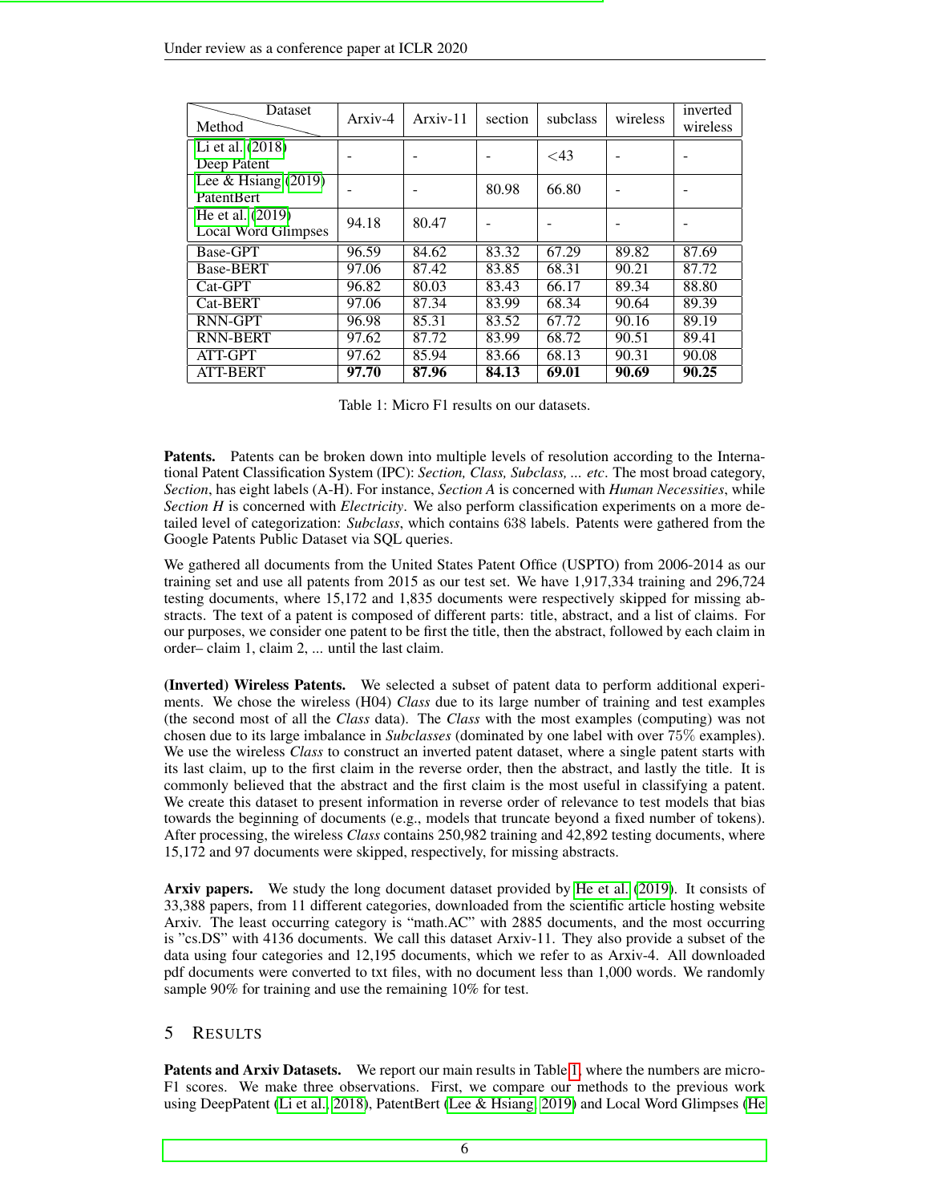| Method \ Dataset | Arxiv-4 | Arxiv-11 | section | subclass | wireless | inverted wireless |
|---|---|---|---|---|---|---|
| Li et al. (2018) Deep Patent | - | - | - | <43 | - | - |
| Lee & Hsiang (2019) PatentBert | - | - | 80.98 | 66.80 | - | - |
| He et al. (2019) Local Word Glimpses | 94.18 | 80.47 | - | - | - | - |
| Base-GPT | 96.59 | 84.62 | 83.32 | 67.29 | 89.82 | 87.69 |
| Base-BERT | 97.06 | 87.42 | 83.85 | 68.31 | 90.21 | 87.72 |
| Cat-GPT | 96.82 | 80.03 | 83.43 | 66.17 | 89.34 | 88.80 |
| Cat-BERT | 97.06 | 87.34 | 83.99 | 68.34 | 90.64 | 89.39 |
| RNN-GPT | 96.98 | 85.31 | 83.52 | 67.72 | 90.16 | 89.19 |
| RNN-BERT | 97.62 | 87.72 | 83.99 | 68.72 | 90.51 | 89.41 |
| ATT-GPT | 97.62 | 85.94 | 83.66 | 68.13 | 90.31 | 90.08 |
| ATT-BERT | **97.70** | **87.96** | **84.13** | **69.01** | **90.69** | **90.25** |

Table 1: Micro F1 results on our datasets.

**Patents.** Patents can be broken down into multiple levels of resolution according to the International Patent Classification System (IPC): *Section, Class, Subclass, ... etc*. The most broad category, *Section*, has eight labels (A-H). For instance, *Section A* is concerned with *Human Necessities*, while *Section H* is concerned with *Electricity*. We also perform classification experiments on a more detailed level of categorization: *Subclass*, which contains 638 labels. Patents were gathered from the Google Patents Public Dataset via SQL queries.

We gathered all documents from the United States Patent Office (USPTO) from 2006-2014 as our training set and use all patents from 2015 as our test set. We have 1,917,334 training and 296,724 testing documents, where 15,172 and 1,835 documents were respectively skipped for missing abstracts. The text of a patent is composed of different parts: title, abstract, and a list of claims. For our purposes, we consider one patent to be first the title, then the abstract, followed by each claim in order– claim 1, claim 2, ... until the last claim.

**(Inverted) Wireless Patents.** We selected a subset of patent data to perform additional experiments. We chose the wireless (H04) *Class* due to its large number of training and test examples (the second most of all the *Class* data). The *Class* with the most examples (computing) was not chosen due to its large imbalance in *Subclasses* (dominated by one label with over 75% examples). We use the wireless *Class* to construct an inverted patent dataset, where a single patent starts with its last claim, up to the first claim in the reverse order, then the abstract, and lastly the title. It is commonly believed that the abstract and the first claim is the most useful in classifying a patent. We create this dataset to present information in reverse order of relevance to test models that bias towards the beginning of documents (e.g., models that truncate beyond a fixed number of tokens). After processing, the wireless *Class* contains 250,982 training and 42,892 testing documents, where 15,172 and 97 documents were skipped, respectively, for missing abstracts.

**Arxiv papers.** We study the long document dataset provided by He et al. (2019). It consists of 33,388 papers, from 11 different categories, downloaded from the scientific article hosting website Arxiv. The least occurring category is "math.AC" with 2885 documents, and the most occurring is "cs.DS" with 4136 documents. We call this dataset Arxiv-11. They also provide a subset of the data using four categories and 12,195 documents, which we refer to as Arxiv-4. All downloaded pdf documents were converted to txt files, with no document less than 1,000 words. We randomly sample 90% for training and use the remaining 10% for test.

## 5 Results

**Patents and Arxiv Datasets.** We report our main results in Table 1, where the numbers are micro-F1 scores. We make three observations. First, we compare our methods to the previous work using DeepPatent (Li et al., 2018), PatentBert (Lee & Hsiang, 2019) and Local Word Glimpses (He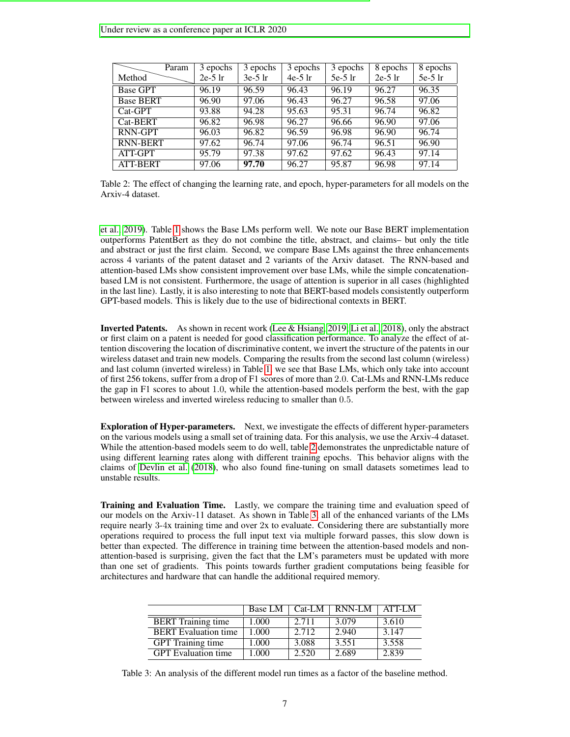| Method \ Param | 3 epochs 2e-5 lr | 3 epochs 3e-5 lr | 3 epochs 4e-5 lr | 3 epochs 5e-5 lr | 8 epochs 2e-5 lr | 8 epochs 5e-5 lr |
|---|---|---|---|---|---|---|
| Base GPT | 96.19 | 96.59 | 96.43 | 96.19 | 96.27 | 96.35 |
| Base BERT | 96.90 | 97.06 | 96.43 | 96.27 | 96.58 | 97.06 |
| Cat-GPT | 93.88 | 94.28 | 95.63 | 95.31 | 96.74 | 96.82 |
| Cat-BERT | 96.82 | 96.98 | 96.27 | 96.66 | 96.90 | 97.06 |
| RNN-GPT | 96.03 | 96.82 | 96.59 | 96.98 | 96.90 | 96.74 |
| RNN-BERT | 97.62 | 96.74 | 97.06 | 96.74 | 96.51 | 96.90 |
| ATT-GPT | 95.79 | 97.38 | 97.62 | 97.62 | 96.43 | 97.14 |
| ATT-BERT | 97.06 | **97.70** | 96.27 | 95.87 | 96.98 | 97.14 |

Table 2: The effect of changing the learning rate, and epoch, hyper-parameters for all models on the Arxiv-4 dataset.

et al., 2019). Table 1 shows the Base LMs perform well. We note our Base BERT implementation outperforms PatentBert as they do not combine the title, abstract, and claims– but only the title and abstract or just the first claim. Second, we compare Base LMs against the three enhancements across 4 variants of the patent dataset and 2 variants of the Arxiv dataset. The RNN-based and attention-based LMs show consistent improvement over base LMs, while the simple concatenation-based LM is not consistent. Furthermore, the usage of attention is superior in all cases (highlighted in the last line). Lastly, it is also interesting to note that BERT-based models consistently outperform GPT-based models. This is likely due to the use of bidirectional contexts in BERT.

**Inverted Patents.** As shown in recent work (Lee & Hsiang, 2019; Li et al., 2018), only the abstract or first claim on a patent is needed for good classification performance. To analyze the effect of attention discovering the location of discriminative content, we invert the structure of the patents in our wireless dataset and train new models. Comparing the results from the second last column (wireless) and last column (inverted wireless) in Table 1, we see that Base LMs, which only take into account of first 256 tokens, suffer from a drop of F1 scores of more than 2.0. Cat-LMs and RNN-LMs reduce the gap in F1 scores to about 1.0, while the attention-based models perform the best, with the gap between wireless and inverted wireless reducing to smaller than 0.5.

**Exploration of Hyper-parameters.** Next, we investigate the effects of different hyper-parameters on the various models using a small set of training data. For this analysis, we use the Arxiv-4 dataset. While the attention-based models seem to do well, table 2 demonstrates the unpredictable nature of using different learning rates along with different training epochs. This behavior aligns with the claims of Devlin et al. (2018), who also found fine-tuning on small datasets sometimes lead to unstable results.

**Training and Evaluation Time.** Lastly, we compare the training time and evaluation speed of our models on the Arxiv-11 dataset. As shown in Table 3, all of the enhanced variants of the LMs require nearly 3-4x training time and over 2x to evaluate. Considering there are substantially more operations required to process the full input text via multiple forward passes, this slow down is better than expected. The difference in training time between the attention-based models and non-attention-based is surprising, given the fact that the LM's parameters must be updated with more than one set of gradients. This points towards further gradient computations being feasible for architectures and hardware that can handle the additional required memory.

| | Base LM | Cat-LM | RNN-LM | ATT-LM |
|---|---|---|---|---|
| BERT Training time | 1.000 | 2.711 | 3.079 | 3.610 |
| BERT Evaluation time | 1.000 | 2.712 | 2.940 | 3.147 |
| GPT Training time | 1.000 | 3.088 | 3.551 | 3.558 |
| GPT Evaluation time | 1.000 | 2.520 | 2.689 | 2.839 |

Table 3: An analysis of the different model run times as a factor of the baseline method.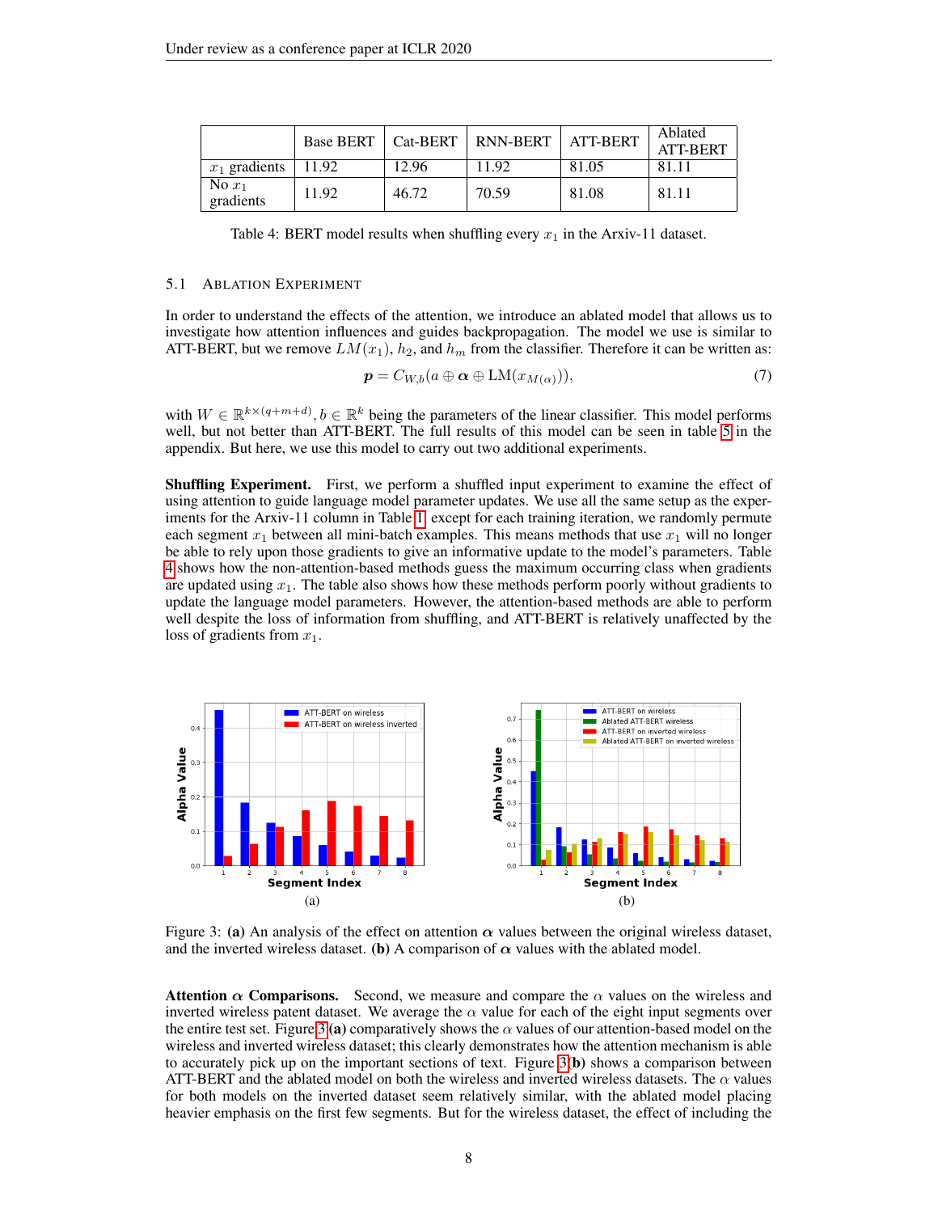|  | Base BERT | Cat-BERT | RNN-BERT | ATT-BERT | Ablated ATT-BERT |
|---|---|---|---|---|---|
| $x_1$ gradients | 11.92 | 12.96 | 11.92 | 81.05 | 81.11 |
| No $x_1$ gradients | 11.92 | 46.72 | 70.59 | 81.08 | 81.11 |

Table 4: BERT model results when shuffling every $x_1$ in the Arxiv-11 dataset.

### 5.1 Ablation Experiment

In order to understand the effects of the attention, we introduce an ablated model that allows us to investigate how attention influences and guides backpropagation. The model we use is similar to ATT-BERT, but we remove $LM(x_1)$, $h_2$, and $h_m$ from the classifier. Therefore it can be written as:

$$\boldsymbol{p} = C_{W,b}(a \oplus \boldsymbol{\alpha} \oplus \mathrm{LM}(x_{M(\alpha)})), \tag{7}$$

with $W \in \mathbb{R}^{k \times (q+m+d)}$, $b \in \mathbb{R}^k$ being the parameters of the linear classifier. This model performs well, but not better than ATT-BERT. The full results of this model can be seen in table 5 in the appendix. But here, we use this model to carry out two additional experiments.

**Shuffling Experiment.** First, we perform a shuffled input experiment to examine the effect of using attention to guide language model parameter updates. We use all the same setup as the experiments for the Arxiv-11 column in Table 1 except for each training iteration, we randomly permute each segment $x_1$ between all mini-batch examples. This means methods that use $x_1$ will no longer be able to rely upon those gradients to give an informative update to the model's parameters. Table 4 shows how the non-attention-based methods guess the maximum occurring class when gradients are updated using $x_1$. The table also shows how these methods perform poorly without gradients to update the language model parameters. However, the attention-based methods are able to perform well despite the loss of information from shuffling, and ATT-BERT is relatively unaffected by the loss of gradients from $x_1$.

Figure 3: **(a)** An analysis of the effect on attention $\boldsymbol{\alpha}$ values between the original wireless dataset, and the inverted wireless dataset. **(b)** A comparison of $\boldsymbol{\alpha}$ values with the ablated model.

**Attention $\boldsymbol{\alpha}$ Comparisons.** Second, we measure and compare the $\alpha$ values on the wireless and inverted wireless patent dataset. We average the $\alpha$ value for each of the eight input segments over the entire test set. Figure 3 **(a)** comparatively shows the $\alpha$ values of our attention-based model on the wireless and inverted wireless dataset; this clearly demonstrates how the attention mechanism is able to accurately pick up on the important sections of text. Figure 3 **(b)** shows a comparison between ATT-BERT and the ablated model on both the wireless and inverted wireless datasets. The $\alpha$ values for both models on the inverted dataset seem relatively similar, with the ablated model placing heavier emphasis on the first few segments. But for the wireless dataset, the effect of including the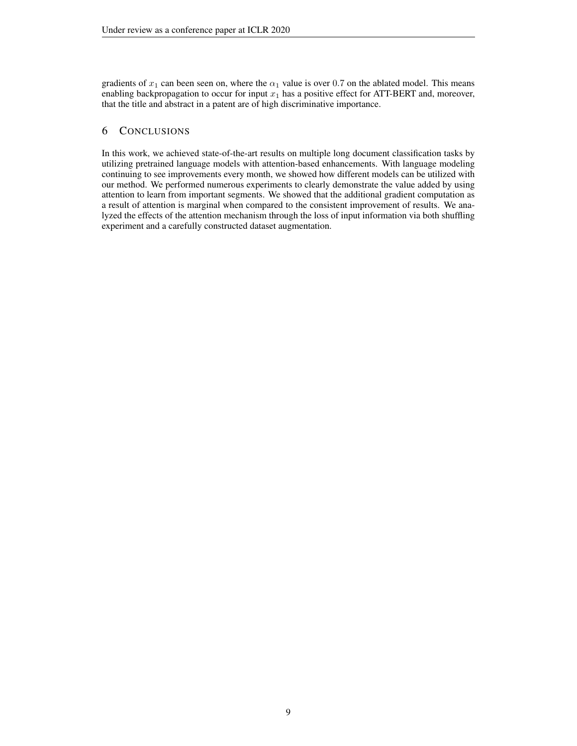gradients of $x_1$ can been seen on, where the $\alpha_1$ value is over $0.7$ on the ablated model. This means enabling backpropagation to occur for input $x_1$ has a positive effect for ATT-BERT and, moreover, that the title and abstract in a patent are of high discriminative importance.

## 6 Conclusions

In this work, we achieved state-of-the-art results on multiple long document classification tasks by utilizing pretrained language models with attention-based enhancements. With language modeling continuing to see improvements every month, we showed how different models can be utilized with our method. We performed numerous experiments to clearly demonstrate the value added by using attention to learn from important segments. We showed that the additional gradient computation as a result of attention is marginal when compared to the consistent improvement of results. We analyzed the effects of the attention mechanism through the loss of input information via both shuffling experiment and a carefully constructed dataset augmentation.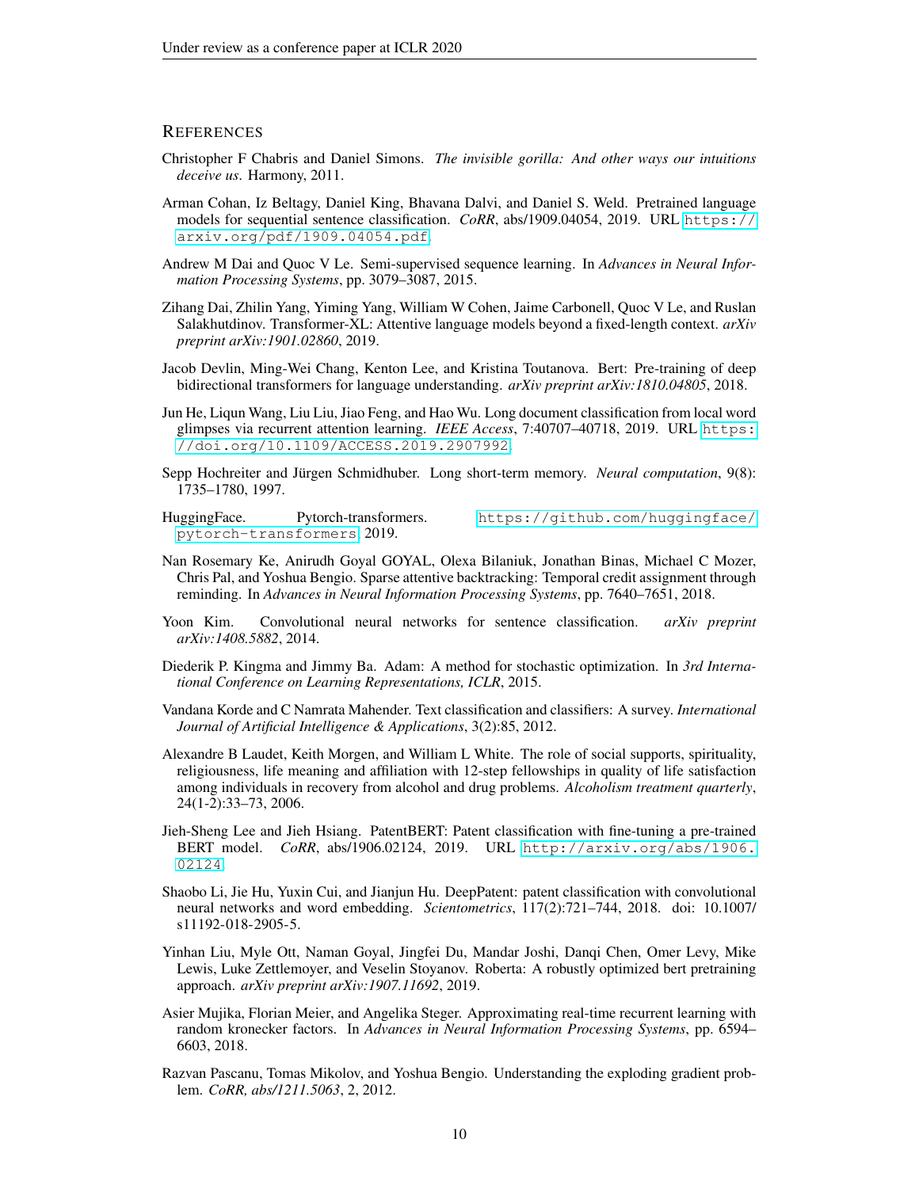## REFERENCES

Christopher F Chabris and Daniel Simons. *The invisible gorilla: And other ways our intuitions deceive us*. Harmony, 2011.

Arman Cohan, Iz Beltagy, Daniel King, Bhavana Dalvi, and Daniel S. Weld. Pretrained language models for sequential sentence classification. *CoRR*, abs/1909.04054, 2019. URL https://arxiv.org/pdf/1909.04054.pdf.

Andrew M Dai and Quoc V Le. Semi-supervised sequence learning. In *Advances in Neural Information Processing Systems*, pp. 3079–3087, 2015.

Zihang Dai, Zhilin Yang, Yiming Yang, William W Cohen, Jaime Carbonell, Quoc V Le, and Ruslan Salakhutdinov. Transformer-XL: Attentive language models beyond a fixed-length context. *arXiv preprint arXiv:1901.02860*, 2019.

Jacob Devlin, Ming-Wei Chang, Kenton Lee, and Kristina Toutanova. Bert: Pre-training of deep bidirectional transformers for language understanding. *arXiv preprint arXiv:1810.04805*, 2018.

Jun He, Liqun Wang, Liu Liu, Jiao Feng, and Hao Wu. Long document classification from local word glimpses via recurrent attention learning. *IEEE Access*, 7:40707–40718, 2019. URL https://doi.org/10.1109/ACCESS.2019.2907992.

Sepp Hochreiter and Jürgen Schmidhuber. Long short-term memory. *Neural computation*, 9(8): 1735–1780, 1997.

HuggingFace. Pytorch-transformers. https://github.com/huggingface/pytorch-transformers, 2019.

Nan Rosemary Ke, Anirudh Goyal GOYAL, Olexa Bilaniuk, Jonathan Binas, Michael C Mozer, Chris Pal, and Yoshua Bengio. Sparse attentive backtracking: Temporal credit assignment through reminding. In *Advances in Neural Information Processing Systems*, pp. 7640–7651, 2018.

Yoon Kim. Convolutional neural networks for sentence classification. *arXiv preprint arXiv:1408.5882*, 2014.

Diederik P. Kingma and Jimmy Ba. Adam: A method for stochastic optimization. In *3rd International Conference on Learning Representations, ICLR*, 2015.

Vandana Korde and C Namrata Mahender. Text classification and classifiers: A survey. *International Journal of Artificial Intelligence & Applications*, 3(2):85, 2012.

Alexandre B Laudet, Keith Morgen, and William L White. The role of social supports, spirituality, religiousness, life meaning and affiliation with 12-step fellowships in quality of life satisfaction among individuals in recovery from alcohol and drug problems. *Alcoholism treatment quarterly*, 24(1-2):33–73, 2006.

Jieh-Sheng Lee and Jieh Hsiang. PatentBERT: Patent classification with fine-tuning a pre-trained BERT model. *CoRR*, abs/1906.02124, 2019. URL http://arxiv.org/abs/1906.02124.

Shaobo Li, Jie Hu, Yuxin Cui, and Jianjun Hu. DeepPatent: patent classification with convolutional neural networks and word embedding. *Scientometrics*, 117(2):721–744, 2018. doi: 10.1007/s11192-018-2905-5.

Yinhan Liu, Myle Ott, Naman Goyal, Jingfei Du, Mandar Joshi, Danqi Chen, Omer Levy, Mike Lewis, Luke Zettlemoyer, and Veselin Stoyanov. Roberta: A robustly optimized bert pretraining approach. *arXiv preprint arXiv:1907.11692*, 2019.

Asier Mujika, Florian Meier, and Angelika Steger. Approximating real-time recurrent learning with random kronecker factors. In *Advances in Neural Information Processing Systems*, pp. 6594–6603, 2018.

Razvan Pascanu, Tomas Mikolov, and Yoshua Bengio. Understanding the exploding gradient problem. *CoRR, abs/1211.5063*, 2, 2012.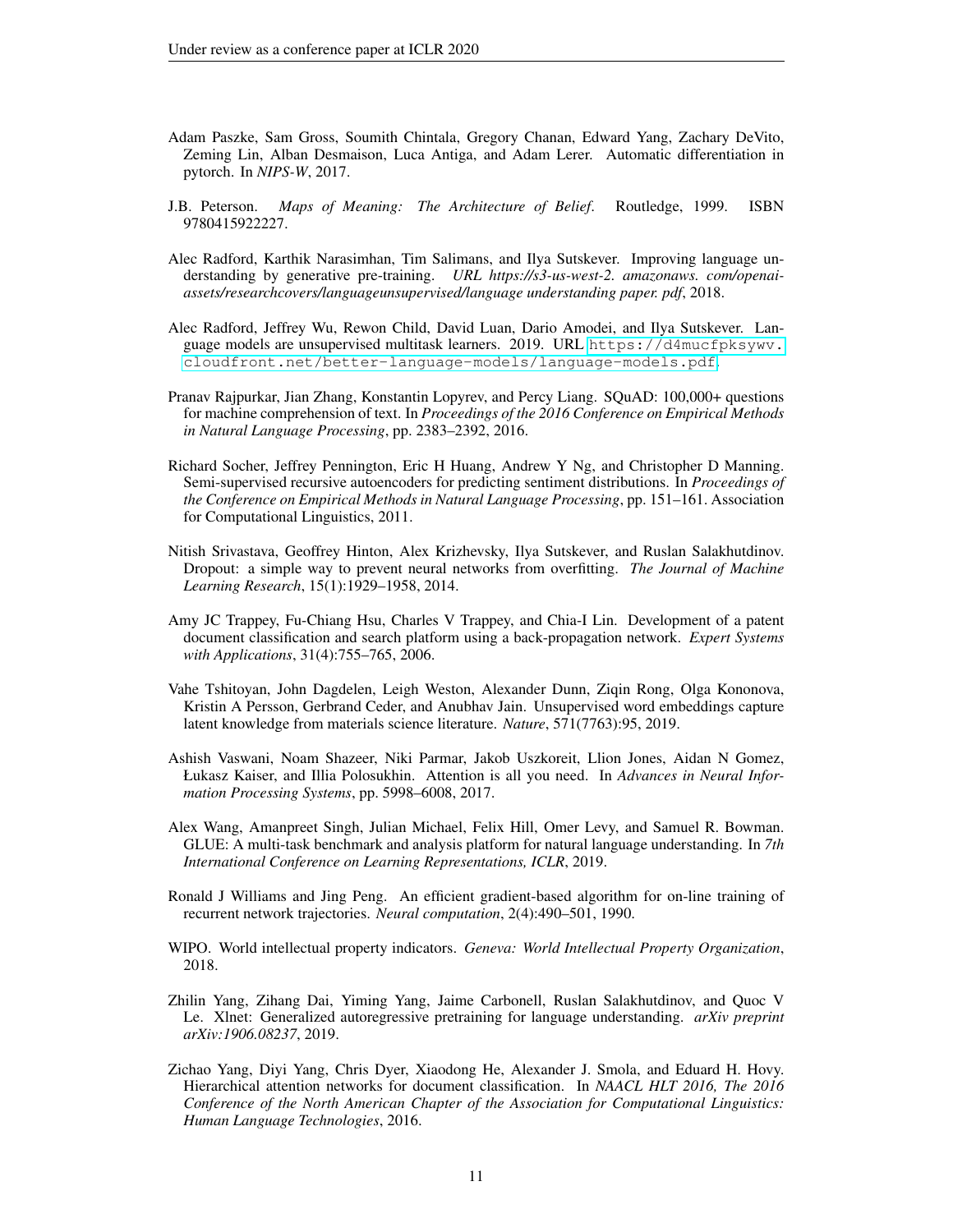Adam Paszke, Sam Gross, Soumith Chintala, Gregory Chanan, Edward Yang, Zachary DeVito, Zeming Lin, Alban Desmaison, Luca Antiga, and Adam Lerer. Automatic differentiation in pytorch. In *NIPS-W*, 2017.

J.B. Peterson. *Maps of Meaning: The Architecture of Belief*. Routledge, 1999. ISBN 9780415922227.

Alec Radford, Karthik Narasimhan, Tim Salimans, and Ilya Sutskever. Improving language understanding by generative pre-training. *URL https://s3-us-west-2. amazonaws. com/openai-assets/researchcovers/languageunsupervised/language understanding paper. pdf*, 2018.

Alec Radford, Jeffrey Wu, Rewon Child, David Luan, Dario Amodei, and Ilya Sutskever. Language models are unsupervised multitask learners. 2019. URL `https://d4mucfpksywv.cloudfront.net/better-language-models/language-models.pdf`.

Pranav Rajpurkar, Jian Zhang, Konstantin Lopyrev, and Percy Liang. SQuAD: 100,000+ questions for machine comprehension of text. In *Proceedings of the 2016 Conference on Empirical Methods in Natural Language Processing*, pp. 2383–2392, 2016.

Richard Socher, Jeffrey Pennington, Eric H Huang, Andrew Y Ng, and Christopher D Manning. Semi-supervised recursive autoencoders for predicting sentiment distributions. In *Proceedings of the Conference on Empirical Methods in Natural Language Processing*, pp. 151–161. Association for Computational Linguistics, 2011.

Nitish Srivastava, Geoffrey Hinton, Alex Krizhevsky, Ilya Sutskever, and Ruslan Salakhutdinov. Dropout: a simple way to prevent neural networks from overfitting. *The Journal of Machine Learning Research*, 15(1):1929–1958, 2014.

Amy JC Trappey, Fu-Chiang Hsu, Charles V Trappey, and Chia-I Lin. Development of a patent document classification and search platform using a back-propagation network. *Expert Systems with Applications*, 31(4):755–765, 2006.

Vahe Tshitoyan, John Dagdelen, Leigh Weston, Alexander Dunn, Ziqin Rong, Olga Kononova, Kristin A Persson, Gerbrand Ceder, and Anubhav Jain. Unsupervised word embeddings capture latent knowledge from materials science literature. *Nature*, 571(7763):95, 2019.

Ashish Vaswani, Noam Shazeer, Niki Parmar, Jakob Uszkoreit, Llion Jones, Aidan N Gomez, Łukasz Kaiser, and Illia Polosukhin. Attention is all you need. In *Advances in Neural Information Processing Systems*, pp. 5998–6008, 2017.

Alex Wang, Amanpreet Singh, Julian Michael, Felix Hill, Omer Levy, and Samuel R. Bowman. GLUE: A multi-task benchmark and analysis platform for natural language understanding. In *7th International Conference on Learning Representations, ICLR*, 2019.

Ronald J Williams and Jing Peng. An efficient gradient-based algorithm for on-line training of recurrent network trajectories. *Neural computation*, 2(4):490–501, 1990.

WIPO. World intellectual property indicators. *Geneva: World Intellectual Property Organization*, 2018.

Zhilin Yang, Zihang Dai, Yiming Yang, Jaime Carbonell, Ruslan Salakhutdinov, and Quoc V Le. Xlnet: Generalized autoregressive pretraining for language understanding. *arXiv preprint arXiv:1906.08237*, 2019.

Zichao Yang, Diyi Yang, Chris Dyer, Xiaodong He, Alexander J. Smola, and Eduard H. Hovy. Hierarchical attention networks for document classification. In *NAACL HLT 2016, The 2016 Conference of the North American Chapter of the Association for Computational Linguistics: Human Language Technologies*, 2016.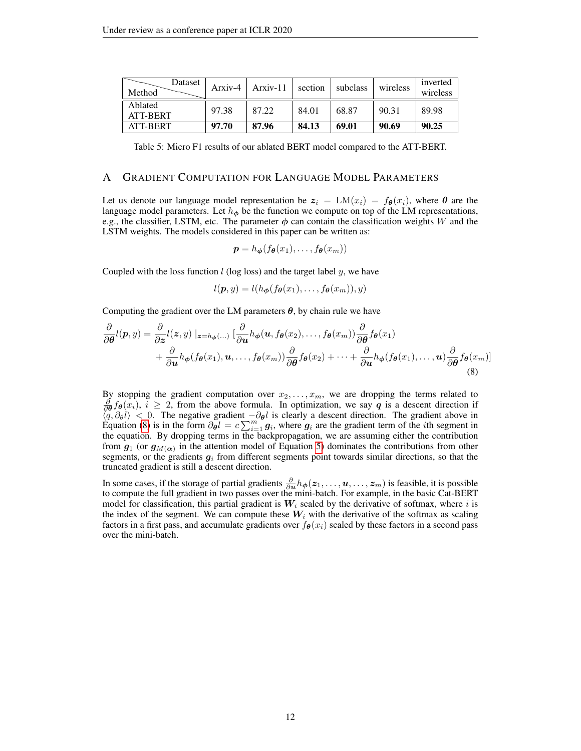| Method \ Dataset | Arxiv-4 | Arxiv-11 | section | subclass | wireless | inverted wireless |
|---|---|---|---|---|---|---|
| Ablated ATT-BERT | 97.38 | 87.22 | 84.01 | 68.87 | 90.31 | 89.98 |
| ATT-BERT | **97.70** | **87.96** | **84.13** | **69.01** | **90.69** | **90.25** |

Table 5: Micro F1 results of our ablated BERT model compared to the ATT-BERT.

# A Gradient Computation for Language Model Parameters

Let us denote our language model representation be $\boldsymbol{z}_i = \text{LM}(x_i) = f_{\boldsymbol{\theta}}(x_i)$, where $\boldsymbol{\theta}$ are the language model parameters. Let $h_{\boldsymbol{\phi}}$ be the function we compute on top of the LM representations, e.g., the classifier, LSTM, etc. The parameter $\boldsymbol{\phi}$ can contain the classification weights $W$ and the LSTM weights. The models considered in this paper can be written as:

$$\boldsymbol{p} = h_{\boldsymbol{\phi}}(f_{\boldsymbol{\theta}}(x_1), \ldots, f_{\boldsymbol{\theta}}(x_m))$$

Coupled with the loss function $l$ (log loss) and the target label $y$, we have

$$l(\boldsymbol{p}, y) = l(h_{\boldsymbol{\phi}}(f_{\boldsymbol{\theta}}(x_1), \ldots, f_{\boldsymbol{\theta}}(x_m)), y)$$

Computing the gradient over the LM parameters $\boldsymbol{\theta}$, by chain rule we have

$$\begin{aligned}\frac{\partial}{\partial \boldsymbol{\theta}} l(\boldsymbol{p}, y) = \frac{\partial}{\partial \boldsymbol{z}} l(\boldsymbol{z}, y) \mid_{\boldsymbol{z}=h_{\boldsymbol{\phi}}(\ldots)} [&\frac{\partial}{\partial \boldsymbol{u}} h_{\boldsymbol{\phi}}(\boldsymbol{u}, f_{\boldsymbol{\theta}}(x_2), \ldots, f_{\boldsymbol{\theta}}(x_m)) \frac{\partial}{\partial \boldsymbol{\theta}} f_{\boldsymbol{\theta}}(x_1) \\ &+ \frac{\partial}{\partial \boldsymbol{u}} h_{\boldsymbol{\phi}}(f_{\boldsymbol{\theta}}(x_1), \boldsymbol{u}, \ldots, f_{\boldsymbol{\theta}}(x_m)) \frac{\partial}{\partial \boldsymbol{\theta}} f_{\boldsymbol{\theta}}(x_2) + \cdots + \frac{\partial}{\partial \boldsymbol{u}} h_{\boldsymbol{\phi}}(f_{\boldsymbol{\theta}}(x_1), \ldots, \boldsymbol{u}) \frac{\partial}{\partial \boldsymbol{\theta}} f_{\boldsymbol{\theta}}(x_m)]\end{aligned} \tag{8}$$

By stopping the gradient computation over $x_2, \ldots, x_m$, we are dropping the terms related to $\frac{\partial}{\partial \boldsymbol{\theta}} f_{\boldsymbol{\theta}}(x_i)$, $i \geq 2$, from the above formula. In optimization, we say $\boldsymbol{q}$ is a descent direction if $\langle q, \partial_\theta l \rangle < 0$. The negative gradient $-\partial_{\boldsymbol{\theta}} l$ is clearly a descent direction. The gradient above in Equation (8) is in the form $\partial_{\boldsymbol{\theta}} l = c \sum_{i=1}^{m} \boldsymbol{g}_i$, where $\boldsymbol{g}_i$ are the gradient term of the $i$th segment in the equation. By dropping terms in the backpropagation, we are assuming either the contribution from $\boldsymbol{g}_1$ (or $\boldsymbol{g}_{M(\boldsymbol{\alpha})}$ in the attention model of Equation 5) dominates the contributions from other segments, or the gradients $\boldsymbol{g}_i$ from different segments point towards similar directions, so that the truncated gradient is still a descent direction.

In some cases, if the storage of partial gradients $\frac{\partial}{\partial \boldsymbol{u}} h_{\boldsymbol{\phi}}(\boldsymbol{z}_1, \ldots, \boldsymbol{u}, \ldots, \boldsymbol{z}_m)$ is feasible, it is possible to compute the full gradient in two passes over the mini-batch. For example, in the basic Cat-BERT model for classification, this partial gradient is $\boldsymbol{W}_i$ scaled by the derivative of softmax, where $i$ is the index of the segment. We can compute these $\boldsymbol{W}_i$ with the derivative of the softmax as scaling factors in a first pass, and accumulate gradients over $f_{\boldsymbol{\theta}}(x_i)$ scaled by these factors in a second pass over the mini-batch.